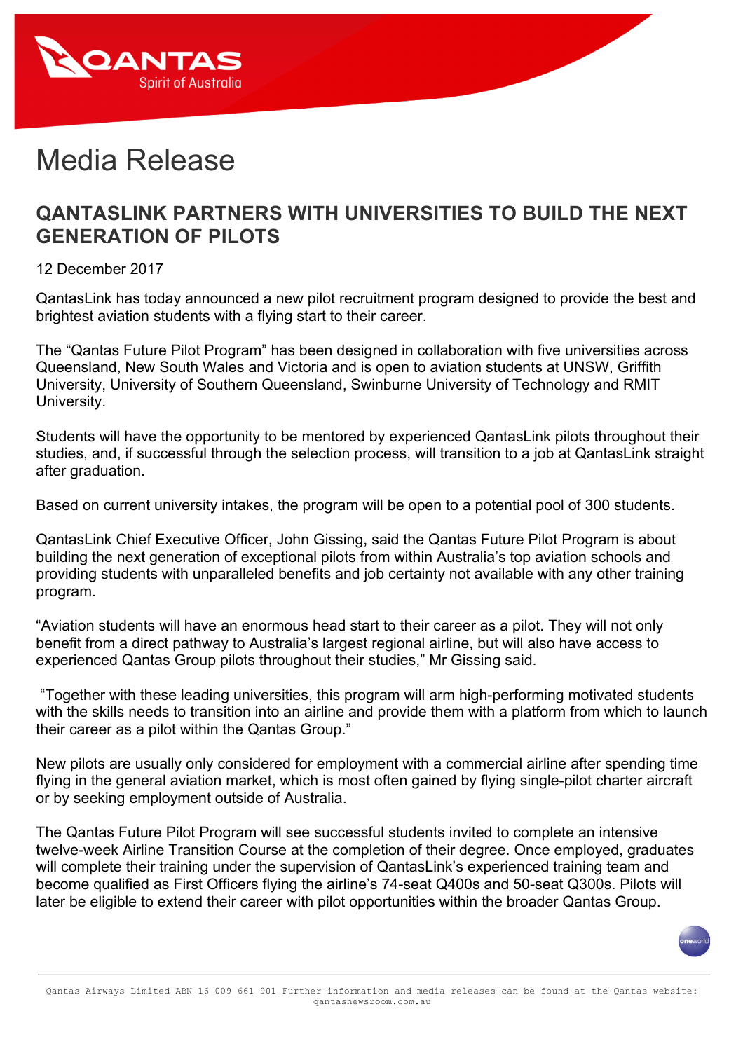# Media Release

## QANTASLINK PARTNERS WITH UNIVERSITIES TO BUILD THE NEXT GENERATION OF PILOTS

12 December 2017

QantasLink has today announced a new pilot recruitment program designed to provide the best and brightest aviation students with a flying start to their career.

The "Qantas Future Pilot Program" has been designed in collaboration with five universities across Queensland, New South Wales and Victoria and is open to aviation students at UNSW, Griffith University, University of Southern Queensland, Swinburne University of Technology and RMIT University.

Students will have the opportunity to be mentored by experienced QantasLink pilots throughout their studies, and, if successful through the selection process, will transition to a job at QantasLink straight after graduation.

Based on current university intakes, the program will be open to a potential pool of 300 students.

QantasLink Chief Executive Officer, John Gissing, said the Qantas Future Pilot Program is about building the next generation of exceptional pilots from within Australia's top aviation schools and providing students with unparalleled benefits and job certainty not available with any other training program.

"Aviation students will have an enormous head start to their career as a pilot. They will not only benefit from a direct pathway to Australia's largest regional airline, but will also have access to experienced Qantas Group pilots throughout their studies," Mr Gissing said.

"Together with these leading universities, this program will arm high-performing motivated students with the skills needs to transition into an airline and provide them with a platform from which to launch their career as a pilot within the Qantas Group."

New pilots are usually only considered for employment with a commercial airline after spending time flying in the general aviation market, which is most often gained by flying single-pilot charter aircraft or by seeking employment outside of Australia.

The Qantas Future Pilot Program will see successful students invited to complete an intensive twelve-week Airline Transition Course at the completion of their degree. Once employed, graduates will complete their training under the supervision of QantasLink's experienced training team and become qualified as First Officers flying the airline's 74-seat Q400s and 50-seat Q300s. Pilots will later be eligible to extend their career with pilot opportunities within the broader Qantas Group.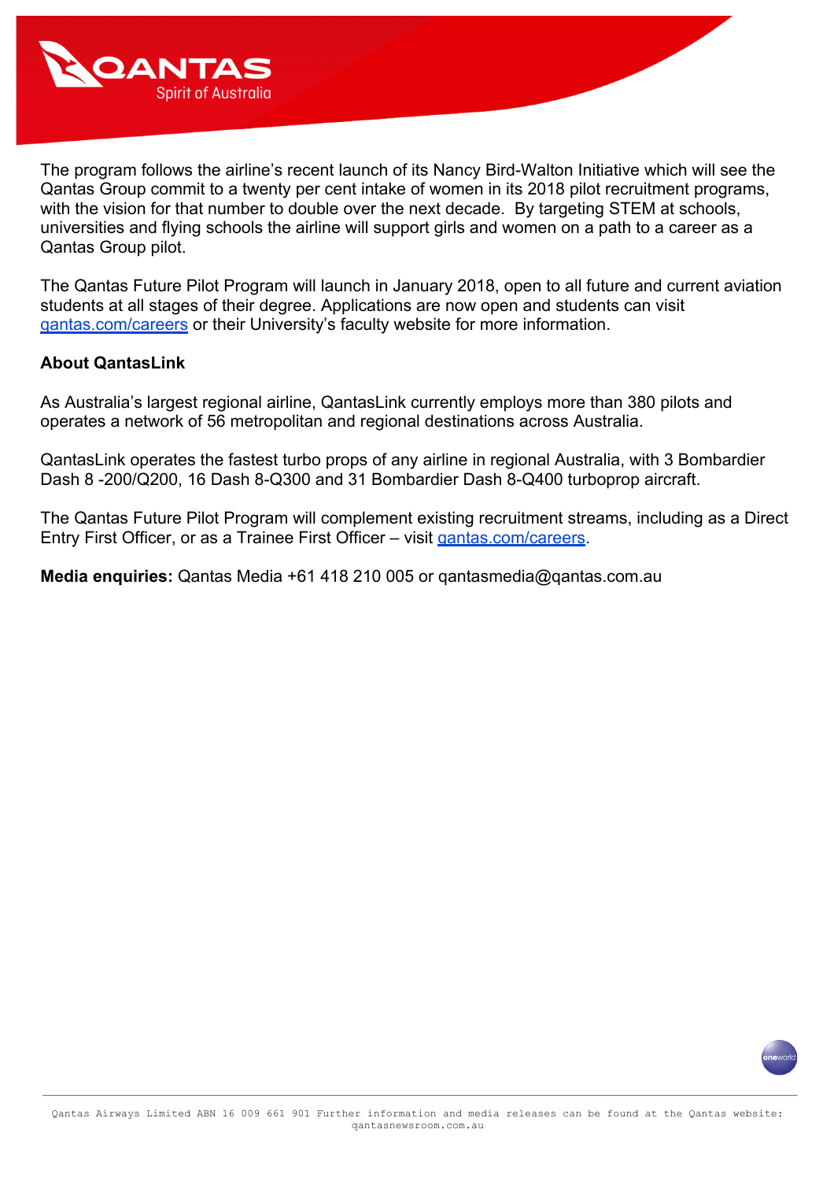The program follows the airline's recent launch of its Nancy Bird-Walton Initiative which will see the Qantas Group commit to a twenty per cent intake of women in its 2018 pilot recruitment programs, with the vision for that number to double over the next decade. By targeting STEM at schools, universities and flying schools the airline will support girls and women on a path to a career as a Qantas Group pilot.

The Qantas Future Pilot Program will launch in January 2018, open to all future and current aviation students at all stages of their degree. Applications are now open and students can visit qantas.com/careers or their University's faculty website for more information.

**About QantasLink**

As Australia's largest regional airline, QantasLink currently employs more than 380 pilots and operates a network of 56 metropolitan and regional destinations across Australia.

QantasLink operates the fastest turbo props of any airline in regional Australia, with 3 Bombardier Dash 8 -200/Q200, 16 Dash 8-Q300 and 31 Bombardier Dash 8-Q400 turboprop aircraft.

The Qantas Future Pilot Program will complement existing recruitment streams, including as a Direct Entry First Officer, or as a Trainee First Officer – visit qantas.com/careers.

**Media enquiries:** Qantas Media +61 418 210 005 or qantasmedia@qantas.com.au